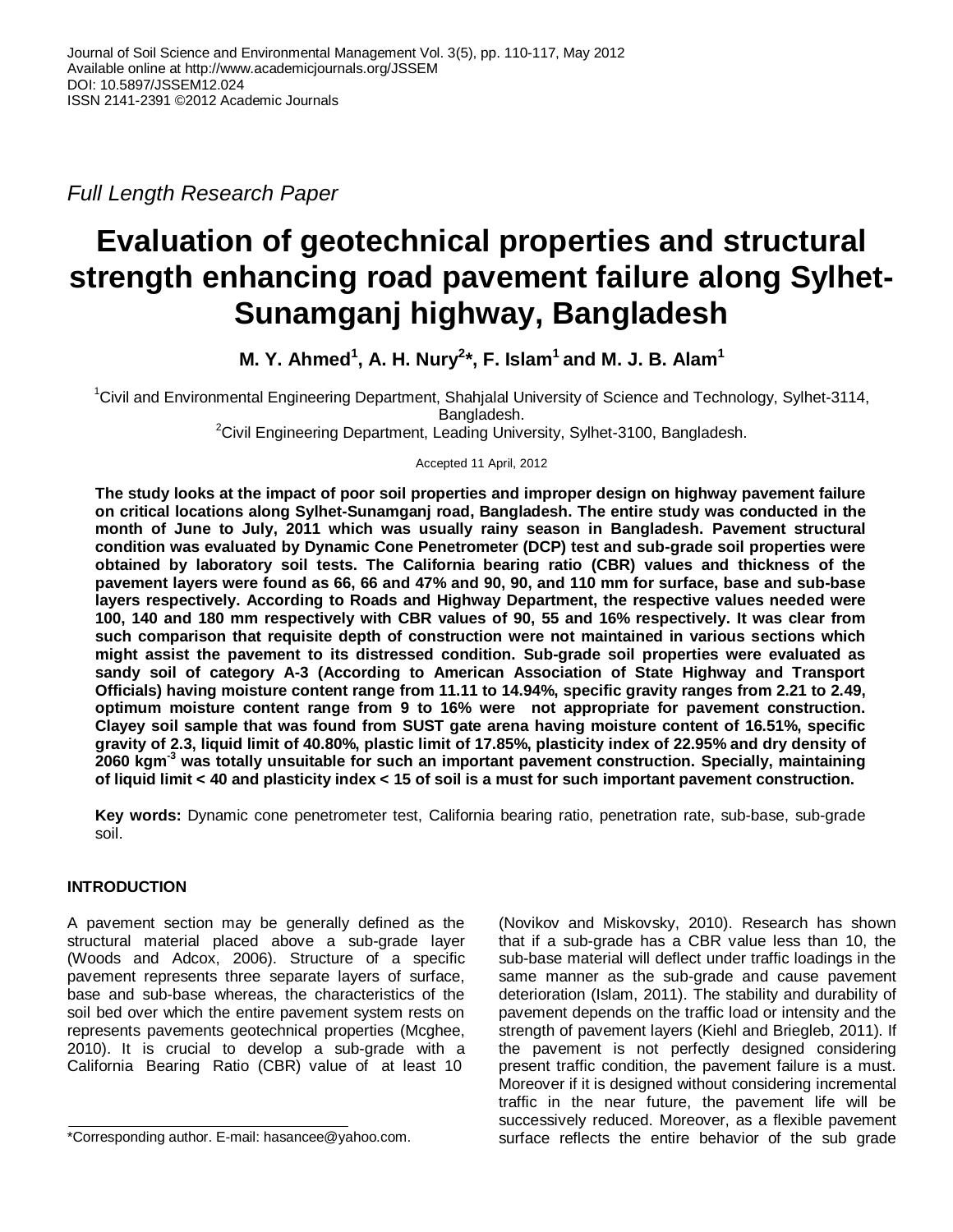Journal of Soil Science and Environmental Management Vol. 3(5), pp. 110-117, May 2012
Available online at http://www.academicjournals.org/JSSEM
DOI: 10.5897/JSSEM12.024
ISSN 2141-2391 ©2012 Academic Journals

*Full Length Research Paper*

# Evaluation of geotechnical properties and structural strength enhancing road pavement failure along Sylhet-Sunamganj highway, Bangladesh

**M. Y. Ahmed[1], A. H. Nury[2]\*, F. Islam[1] and M. J. B. Alam[1]**

[1]Civil and Environmental Engineering Department, Shahjalal University of Science and Technology, Sylhet-3114, Bangladesh.
[2]Civil Engineering Department, Leading University, Sylhet-3100, Bangladesh.

Accepted 11 April, 2012

**The study looks at the impact of poor soil properties and improper design on highway pavement failure on critical locations along Sylhet-Sunamganj road, Bangladesh. The entire study was conducted in the month of June to July, 2011 which was usually rainy season in Bangladesh. Pavement structural condition was evaluated by Dynamic Cone Penetrometer (DCP) test and sub-grade soil properties were obtained by laboratory soil tests. The California bearing ratio (CBR) values and thickness of the pavement layers were found as 66, 66 and 47% and 90, 90, and 110 mm for surface, base and sub-base layers respectively. According to Roads and Highway Department, the respective values needed were 100, 140 and 180 mm respectively with CBR values of 90, 55 and 16% respectively. It was clear from such comparison that requisite depth of construction were not maintained in various sections which might assist the pavement to its distressed condition. Sub-grade soil properties were evaluated as sandy soil of category A-3 (According to American Association of State Highway and Transport Officials) having moisture content range from 11.11 to 14.94%, specific gravity ranges from 2.21 to 2.49, optimum moisture content range from 9 to 16% were not appropriate for pavement construction. Clayey soil sample that was found from SUST gate arena having moisture content of 16.51%, specific gravity of 2.3, liquid limit of 40.80%, plastic limit of 17.85%, plasticity index of 22.95% and dry density of 2060 kgm$^{-3}$ was totally unsuitable for such an important pavement construction. Specially, maintaining of liquid limit < 40 and plasticity index < 15 of soil is a must for such important pavement construction.**

**Key words:** Dynamic cone penetrometer test, California bearing ratio, penetration rate, sub-base, sub-grade soil.

## INTRODUCTION

A pavement section may be generally defined as the structural material placed above a sub-grade layer (Woods and Adcox, 2006). Structure of a specific pavement represents three separate layers of surface, base and sub-base whereas, the characteristics of the soil bed over which the entire pavement system rests on represents pavements geotechnical properties (Mcghee, 2010). It is crucial to develop a sub-grade with a California Bearing Ratio (CBR) value of at least 10 (Novikov and Miskovsky, 2010). Research has shown that if a sub-grade has a CBR value less than 10, the sub-base material will deflect under traffic loadings in the same manner as the sub-grade and cause pavement deterioration (Islam, 2011). The stability and durability of pavement depends on the traffic load or intensity and the strength of pavement layers (Kiehl and Briegleb, 2011). If the pavement is not perfectly designed considering present traffic condition, the pavement failure is a must. Moreover if it is designed without considering incremental traffic in the near future, the pavement life will be successively reduced. Moreover, as a flexible pavement surface reflects the entire behavior of the sub grade

\*Corresponding author. E-mail: hasancee@yahoo.com.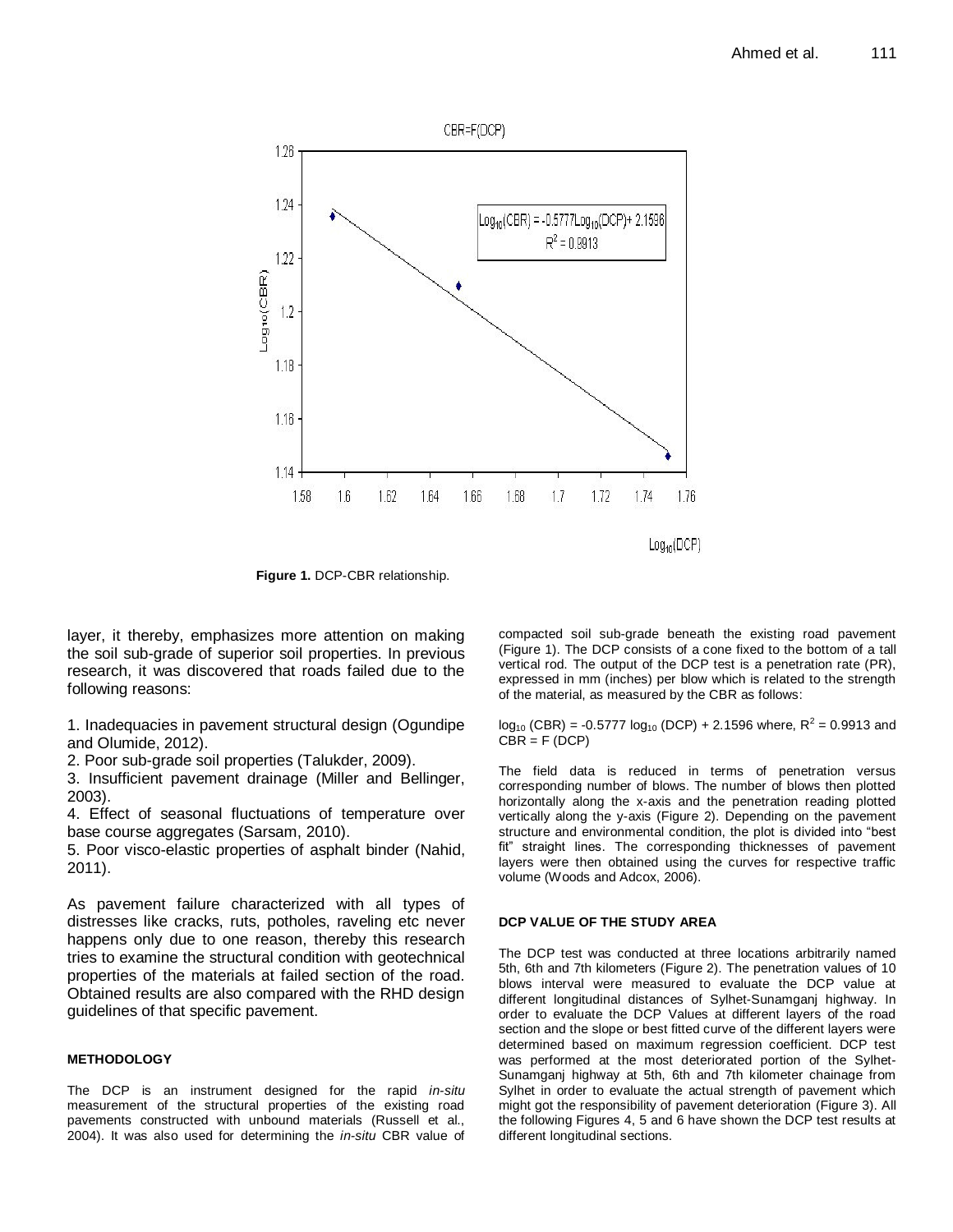**Figure 1.** DCP-CBR relationship.

layer, it thereby, emphasizes more attention on making the soil sub-grade of superior soil properties. In previous research, it was discovered that roads failed due to the following reasons:

1. Inadequacies in pavement structural design (Ogundipe and Olumide, 2012).
2. Poor sub-grade soil properties (Talukder, 2009).
3. Insufficient pavement drainage (Miller and Bellinger, 2003).
4. Effect of seasonal fluctuations of temperature over base course aggregates (Sarsam, 2010).
5. Poor visco-elastic properties of asphalt binder (Nahid, 2011).

As pavement failure characterized with all types of distresses like cracks, ruts, potholes, raveling etc never happens only due to one reason, thereby this research tries to examine the structural condition with geotechnical properties of the materials at failed section of the road. Obtained results are also compared with the RHD design guidelines of that specific pavement.

## METHODOLOGY

The DCP is an instrument designed for the rapid *in-situ* measurement of the structural properties of the existing road pavements constructed with unbound materials (Russell et al., 2004). It was also used for determining the *in-situ* CBR value of compacted soil sub-grade beneath the existing road pavement (Figure 1). The DCP consists of a cone fixed to the bottom of a tall vertical rod. The output of the DCP test is a penetration rate (PR), expressed in mm (inches) per blow which is related to the strength of the material, as measured by the CBR as follows:

$\log_{10}(\text{CBR}) = -0.5777 \log_{10}(\text{DCP}) + 2.1596$ where, $R^2 = 0.9913$ and $\text{CBR} = F(\text{DCP})$

The field data is reduced in terms of penetration versus corresponding number of blows. The number of blows then plotted horizontally along the x-axis and the penetration reading plotted vertically along the y-axis (Figure 2). Depending on the pavement structure and environmental condition, the plot is divided into "best fit" straight lines. The corresponding thicknesses of pavement layers were then obtained using the curves for respective traffic volume (Woods and Adcox, 2006).

## DCP VALUE OF THE STUDY AREA

The DCP test was conducted at three locations arbitrarily named 5th, 6th and 7th kilometers (Figure 2). The penetration values of 10 blows interval were measured to evaluate the DCP value at different longitudinal distances of Sylhet-Sunamganj highway. In order to evaluate the DCP Values at different layers of the road section and the slope or best fitted curve of the different layers were determined based on maximum regression coefficient. DCP test was performed at the most deteriorated portion of the Sylhet-Sunamganj highway at 5th, 6th and 7th kilometer chainage from Sylhet in order to evaluate the actual strength of pavement which might got the responsibility of pavement deterioration (Figure 3). All the following Figures 4, 5 and 6 have shown the DCP test results at different longitudinal sections.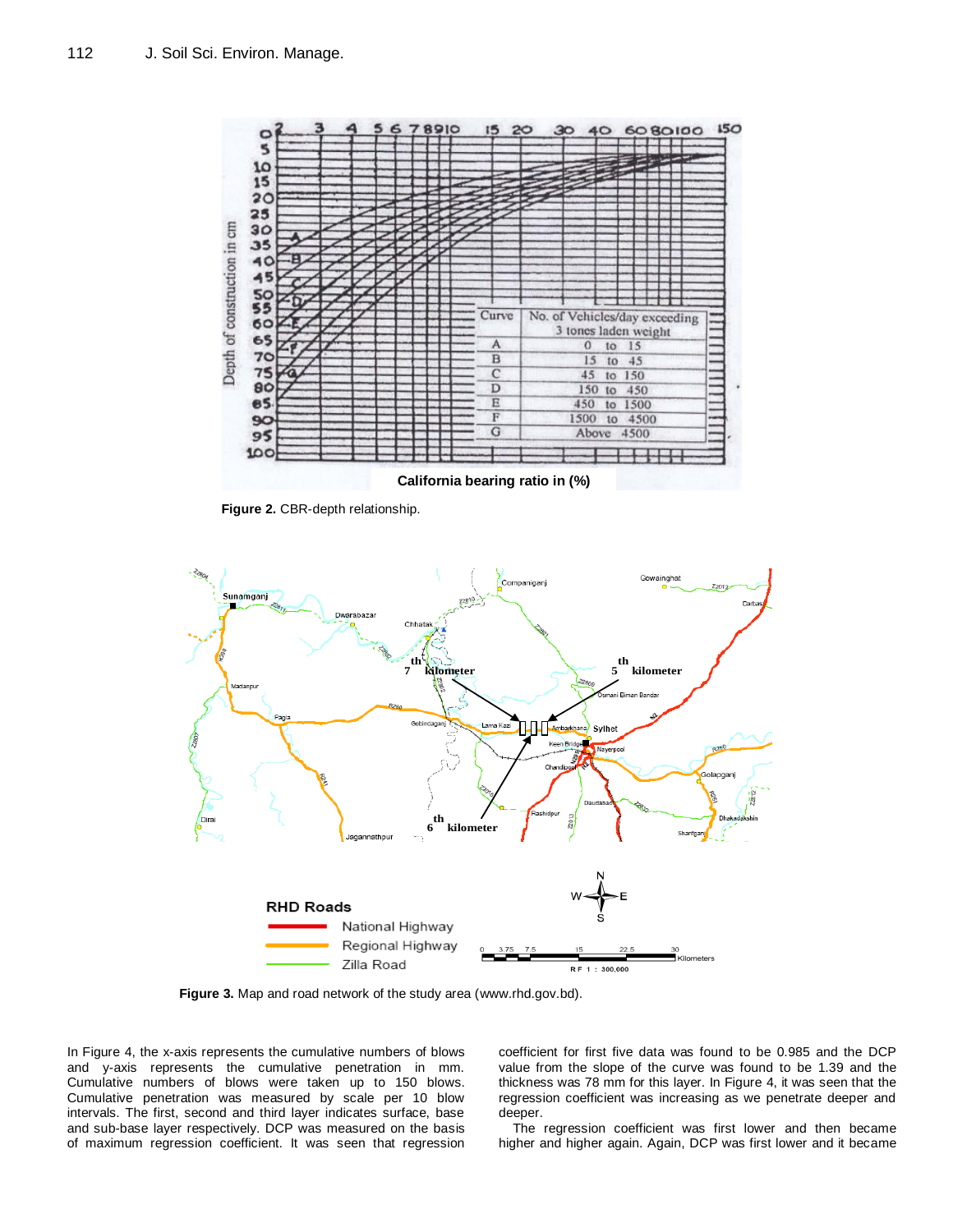Figure 2. CBR-depth relationship.

Figure 3. Map and road network of the study area (www.rhd.gov.bd).

In Figure 4, the x-axis represents the cumulative numbers of blows and y-axis represents the cumulative penetration in mm. Cumulative numbers of blows were taken up to 150 blows. Cumulative penetration was measured by scale per 10 blow intervals. The first, second and third layer indicates surface, base and sub-base layer respectively. DCP was measured on the basis of maximum regression coefficient. It was seen that regression coefficient for first five data was found to be 0.985 and the DCP value from the slope of the curve was found to be 1.39 and the thickness was 78 mm for this layer. In Figure 4, it was seen that the regression coefficient was increasing as we penetrate deeper and deeper.

The regression coefficient was first lower and then became higher and higher again. Again, DCP was first lower and it became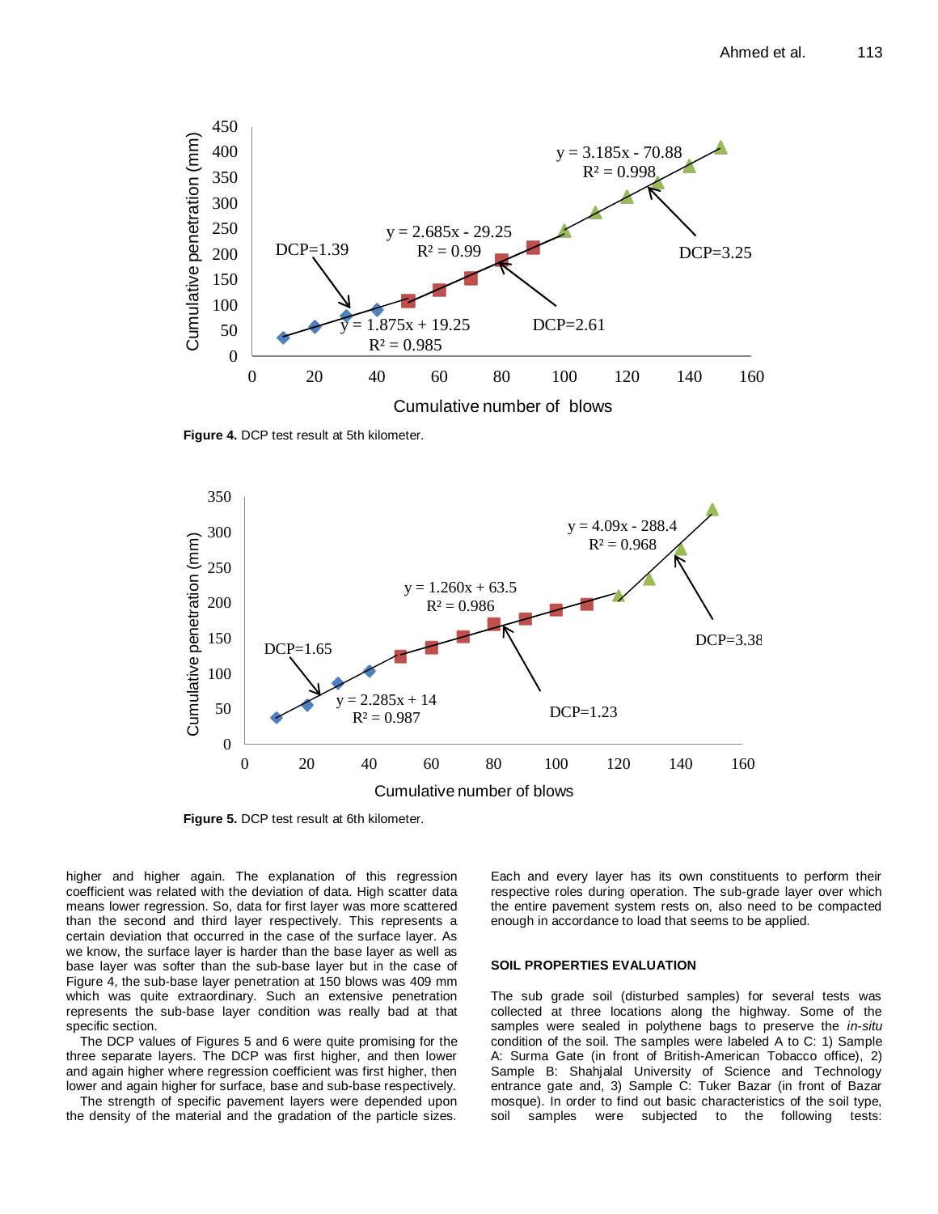Figure 4. DCP test result at 5th kilometer.

Figure 5. DCP test result at 6th kilometer.

higher and higher again. The explanation of this regression coefficient was related with the deviation of data. High scatter data means lower regression. So, data for first layer was more scattered than the second and third layer respectively. This represents a certain deviation that occurred in the case of the surface layer. As we know, the surface layer is harder than the base layer as well as base layer was softer than the sub-base layer but in the case of Figure 4, the sub-base layer penetration at 150 blows was 409 mm which was quite extraordinary. Such an extensive penetration represents the sub-base layer condition was really bad at that specific section.

The DCP values of Figures 5 and 6 were quite promising for the three separate layers. The DCP was first higher, and then lower and again higher where regression coefficient was first higher, then lower and again higher for surface, base and sub-base respectively.

The strength of specific pavement layers were depended upon the density of the material and the gradation of the particle sizes. Each and every layer has its own constituents to perform their respective roles during operation. The sub-grade layer over which the entire pavement system rests on, also need to be compacted enough in accordance to load that seems to be applied.

## SOIL PROPERTIES EVALUATION

The sub grade soil (disturbed samples) for several tests was collected at three locations along the highway. Some of the samples were sealed in polythene bags to preserve the *in-situ* condition of the soil. The samples were labeled A to C: 1) Sample A: Surma Gate (in front of British-American Tobacco office), 2) Sample B: Shahjalal University of Science and Technology entrance gate and, 3) Sample C: Tuker Bazar (in front of Bazar mosque). In order to find out basic characteristics of the soil type, soil samples were subjected to the following tests: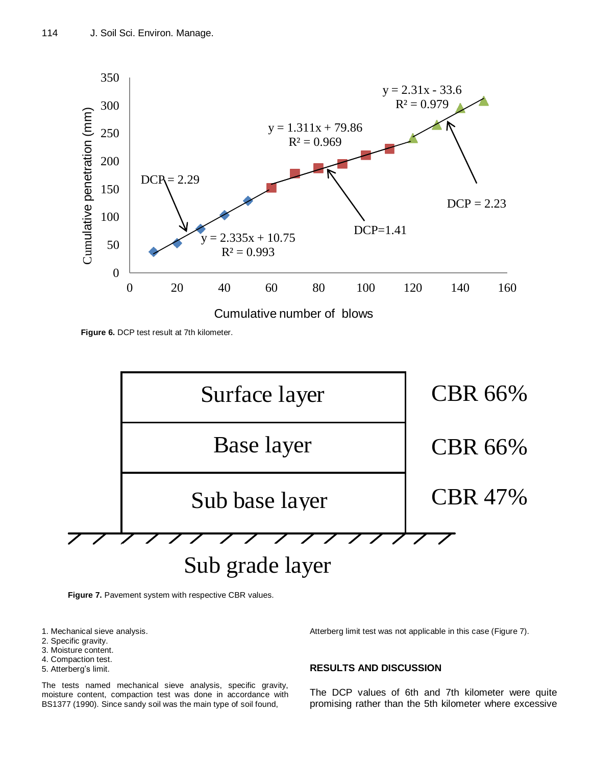**Figure 6.** DCP test result at 7th kilometer.

**Figure 7.** Pavement system with respective CBR values.

1. Mechanical sieve analysis.
2. Specific gravity.
3. Moisture content.
4. Compaction test.
5. Atterberg's limit.

The tests named mechanical sieve analysis, specific gravity, moisture content, compaction test was done in accordance with BS1377 (1990). Since sandy soil was the main type of soil found, Atterberg limit test was not applicable in this case (Figure 7).

## RESULTS AND DISCUSSION

The DCP values of 6th and 7th kilometer were quite promising rather than the 5th kilometer where excessive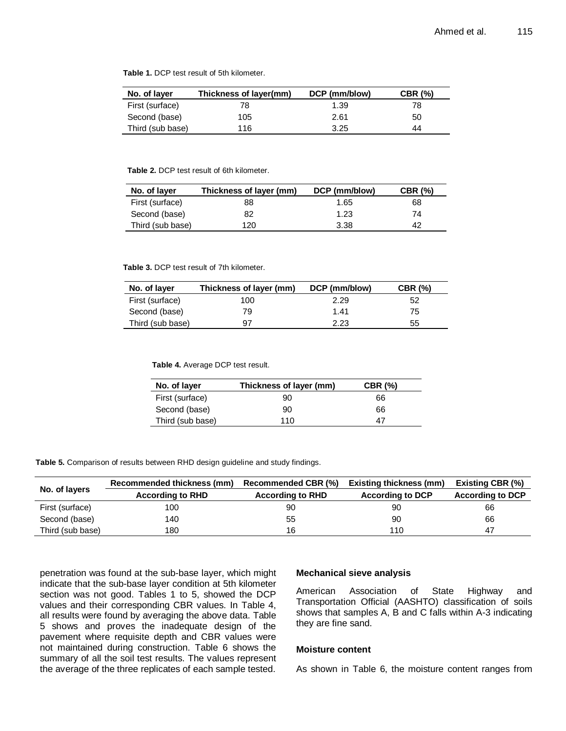**Table 1.** DCP test result of 5th kilometer.

| No. of layer | Thickness of layer(mm) | DCP (mm/blow) | CBR (%) |
|---|---|---|---|
| First (surface) | 78 | 1.39 | 78 |
| Second (base) | 105 | 2.61 | 50 |
| Third (sub base) | 116 | 3.25 | 44 |

**Table 2.** DCP test result of 6th kilometer.

| No. of layer | Thickness of layer (mm) | DCP (mm/blow) | CBR (%) |
|---|---|---|---|
| First (surface) | 88 | 1.65 | 68 |
| Second (base) | 82 | 1.23 | 74 |
| Third (sub base) | 120 | 3.38 | 42 |

**Table 3.** DCP test result of 7th kilometer.

| No. of layer | Thickness of layer (mm) | DCP (mm/blow) | CBR (%) |
|---|---|---|---|
| First (surface) | 100 | 2.29 | 52 |
| Second (base) | 79 | 1.41 | 75 |
| Third (sub base) | 97 | 2.23 | 55 |

**Table 4.** Average DCP test result.

| No. of layer | Thickness of layer (mm) | CBR (%) |
|---|---|---|
| First (surface) | 90 | 66 |
| Second (base) | 90 | 66 |
| Third (sub base) | 110 | 47 |

**Table 5.** Comparison of results between RHD design guideline and study findings.

| No. of layers | Recommended thickness (mm) | Recommended CBR (%) | Existing thickness (mm) | Existing CBR (%) |
|---|---|---|---|---|
| | According to RHD | According to RHD | According to DCP | According to DCP |
| First (surface) | 100 | 90 | 90 | 66 |
| Second (base) | 140 | 55 | 90 | 66 |
| Third (sub base) | 180 | 16 | 110 | 47 |

penetration was found at the sub-base layer, which might indicate that the sub-base layer condition at 5th kilometer section was not good. Tables 1 to 5, showed the DCP values and their corresponding CBR values. In Table 4, all results were found by averaging the above data. Table 5 shows and proves the inadequate design of the pavement where requisite depth and CBR values were not maintained during construction. Table 6 shows the summary of all the soil test results. The values represent the average of the three replicates of each sample tested.

### Mechanical sieve analysis

American Association of State Highway and Transportation Official (AASHTO) classification of soils shows that samples A, B and C falls within A-3 indicating they are fine sand.

### Moisture content

As shown in Table 6, the moisture content ranges from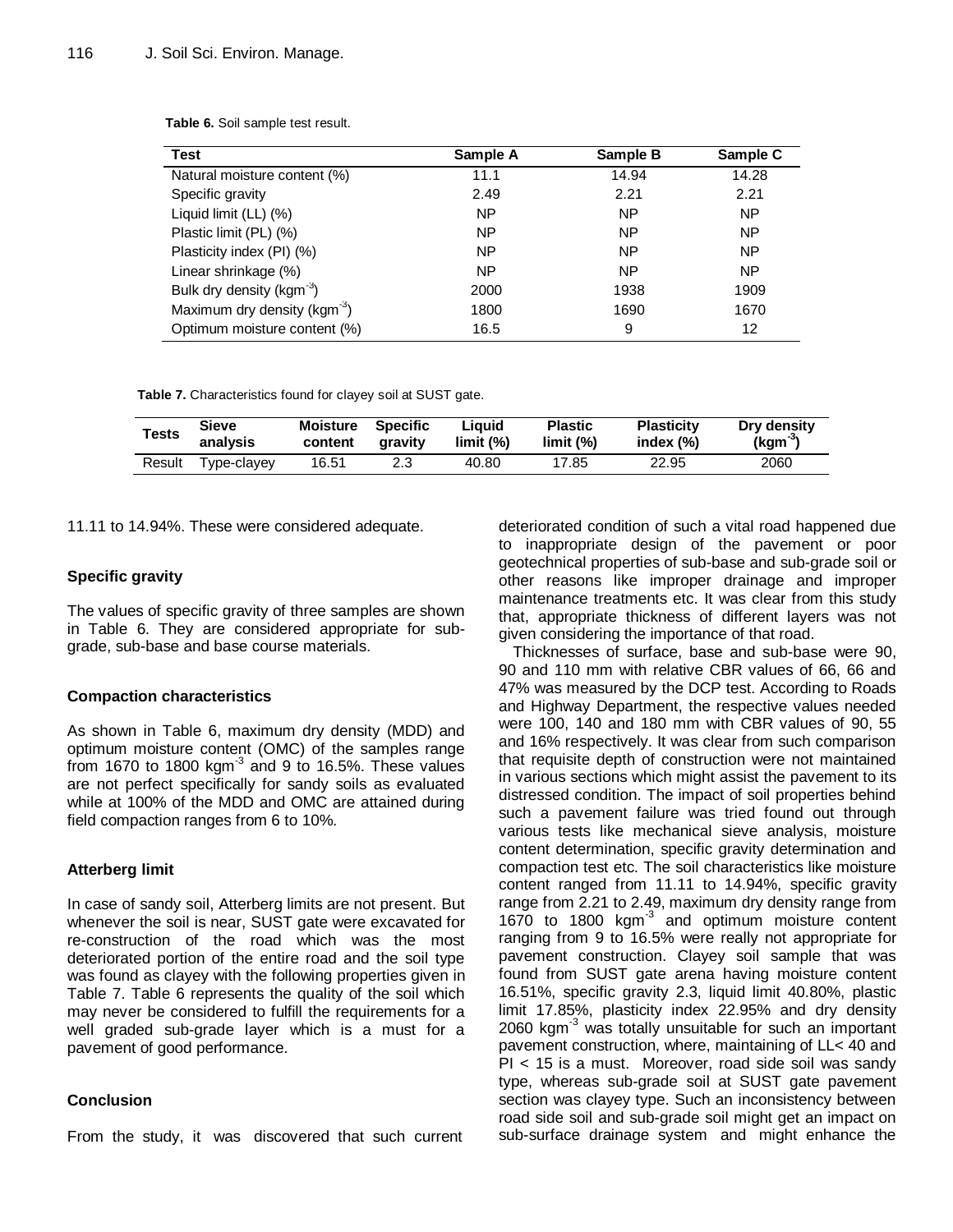**Table 6.** Soil sample test result.

| Test | Sample A | Sample B | Sample C |
|---|---|---|---|
| Natural moisture content (%) | 11.1 | 14.94 | 14.28 |
| Specific gravity | 2.49 | 2.21 | 2.21 |
| Liquid limit (LL) (%) | NP | NP | NP |
| Plastic limit (PL) (%) | NP | NP | NP |
| Plasticity index (PI) (%) | NP | NP | NP |
| Linear shrinkage (%) | NP | NP | NP |
| Bulk dry density (kgm$^{-3}$) | 2000 | 1938 | 1909 |
| Maximum dry density (kgm$^{-3}$) | 1800 | 1690 | 1670 |
| Optimum moisture content (%) | 16.5 | 9 | 12 |

**Table 7.** Characteristics found for clayey soil at SUST gate.

| Tests | Sieve analysis | Moisture content | Specific gravity | Liquid limit (%) | Plastic limit (%) | Plasticity index (%) | Dry density (kgm$^{-3}$) |
|---|---|---|---|---|---|---|---|
| Result | Type-clayey | 16.51 | 2.3 | 40.80 | 17.85 | 22.95 | 2060 |

11.11 to 14.94%. These were considered adequate.

### Specific gravity

The values of specific gravity of three samples are shown in Table 6. They are considered appropriate for sub-grade, sub-base and base course materials.

### Compaction characteristics

As shown in Table 6, maximum dry density (MDD) and optimum moisture content (OMC) of the samples range from 1670 to 1800 kgm$^{-3}$ and 9 to 16.5%. These values are not perfect specifically for sandy soils as evaluated while at 100% of the MDD and OMC are attained during field compaction ranges from 6 to 10%.

### Atterberg limit

In case of sandy soil, Atterberg limits are not present. But whenever the soil is near, SUST gate were excavated for re-construction of the road which was the most deteriorated portion of the entire road and the soil type was found as clayey with the following properties given in Table 7. Table 6 represents the quality of the soil which may never be considered to fulfill the requirements for a well graded sub-grade layer which is a must for a pavement of good performance.

## Conclusion

From the study, it was discovered that such current deteriorated condition of such a vital road happened due to inappropriate design of the pavement or poor geotechnical properties of sub-base and sub-grade soil or other reasons like improper drainage and improper maintenance treatments etc. It was clear from this study that, appropriate thickness of different layers was not given considering the importance of that road.

Thicknesses of surface, base and sub-base were 90, 90 and 110 mm with relative CBR values of 66, 66 and 47% was measured by the DCP test. According to Roads and Highway Department, the respective values needed were 100, 140 and 180 mm with CBR values of 90, 55 and 16% respectively. It was clear from such comparison that requisite depth of construction were not maintained in various sections which might assist the pavement to its distressed condition. The impact of soil properties behind such a pavement failure was tried found out through various tests like mechanical sieve analysis, moisture content determination, specific gravity determination and compaction test etc. The soil characteristics like moisture content ranged from 11.11 to 14.94%, specific gravity range from 2.21 to 2.49, maximum dry density range from 1670 to 1800 kgm$^{-3}$ and optimum moisture content ranging from 9 to 16.5% were really not appropriate for pavement construction. Clayey soil sample that was found from SUST gate arena having moisture content 16.51%, specific gravity 2.3, liquid limit 40.80%, plastic limit 17.85%, plasticity index 22.95% and dry density 2060 kgm$^{-3}$ was totally unsuitable for such an important pavement construction, where, maintaining of LL< 40 and PI < 15 is a must. Moreover, road side soil was sandy type, whereas sub-grade soil at SUST gate pavement section was clayey type. Such an inconsistency between road side soil and sub-grade soil might get an impact on sub-surface drainage system and might enhance the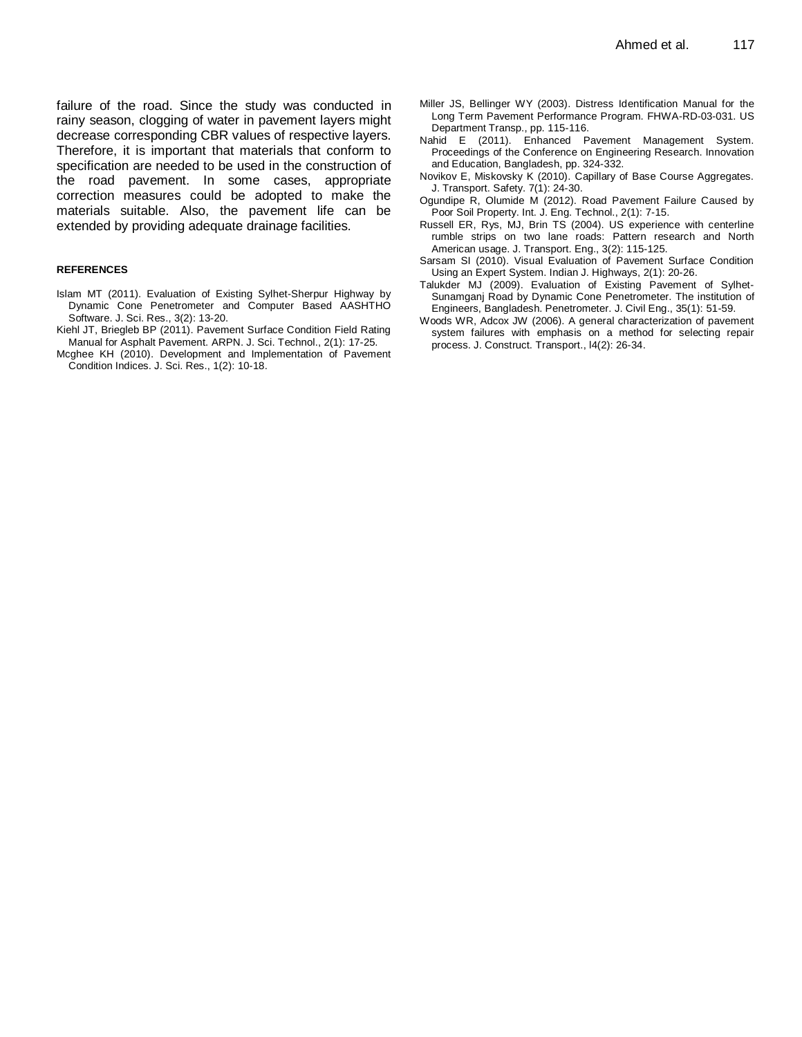failure of the road. Since the study was conducted in rainy season, clogging of water in pavement layers might decrease corresponding CBR values of respective layers. Therefore, it is important that materials that conform to specification are needed to be used in the construction of the road pavement. In some cases, appropriate correction measures could be adopted to make the materials suitable. Also, the pavement life can be extended by providing adequate drainage facilities.

## REFERENCES

Islam MT (2011). Evaluation of Existing Sylhet-Sherpur Highway by Dynamic Cone Penetrometer and Computer Based AASHTHO Software. J. Sci. Res., 3(2): 13-20.

Kiehl JT, Briegleb BP (2011). Pavement Surface Condition Field Rating Manual for Asphalt Pavement. ARPN. J. Sci. Technol., 2(1): 17-25.

Mcghee KH (2010). Development and Implementation of Pavement Condition Indices. J. Sci. Res., 1(2): 10-18.

Miller JS, Bellinger WY (2003). Distress Identification Manual for the Long Term Pavement Performance Program. FHWA-RD-03-031. US Department Transp., pp. 115-116.

Nahid E (2011). Enhanced Pavement Management System. Proceedings of the Conference on Engineering Research. Innovation and Education, Bangladesh, pp. 324-332.

Novikov E, Miskovsky K (2010). Capillary of Base Course Aggregates. J. Transport. Safety. 7(1): 24-30.

Ogundipe R, Olumide M (2012). Road Pavement Failure Caused by Poor Soil Property. Int. J. Eng. Technol., 2(1): 7-15.

Russell ER, Rys, MJ, Brin TS (2004). US experience with centerline rumble strips on two lane roads: Pattern research and North American usage. J. Transport. Eng., 3(2): 115-125.

Sarsam SI (2010). Visual Evaluation of Pavement Surface Condition Using an Expert System. Indian J. Highways, 2(1): 20-26.

Talukder MJ (2009). Evaluation of Existing Pavement of Sylhet-Sunamganj Road by Dynamic Cone Penetrometer. The institution of Engineers, Bangladesh. Penetrometer. J. Civil Eng., 35(1): 51-59.

Woods WR, Adcox JW (2006). A general characterization of pavement system failures with emphasis on a method for selecting repair process. J. Construct. Transport., l4(2): 26-34.